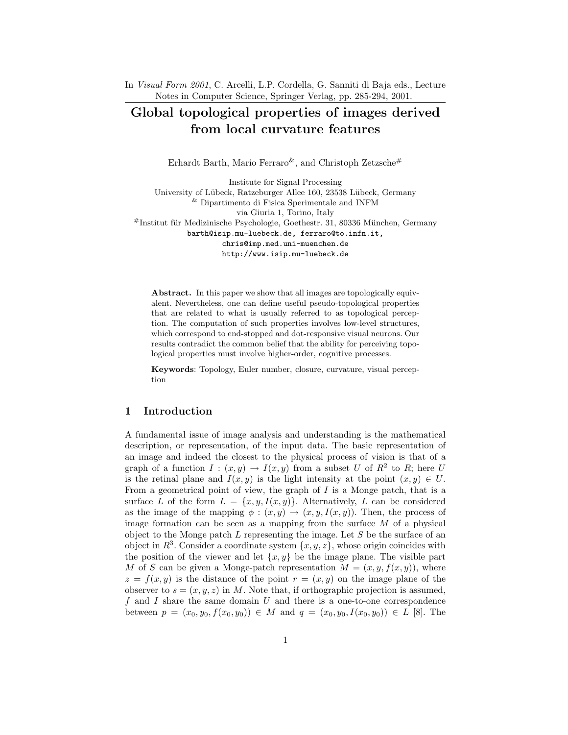In *Visual Form 2001*, C. Arcelli, L.P. Cordella, G. Sanniti di Baja eds., Lecture Notes in Computer Science, Springer Verlag, pp. 285-294, 2001.

# Global topological properties of images derived from local curvature features

Erhardt Barth, Mario Ferraro[&], and Christoph Zetzsche[#]

Institute for Signal Processing
University of Lübeck, Ratzeburger Allee 160, 23538 Lübeck, Germany
[&] Dipartimento di Fisica Sperimentale and INFM
via Giuria 1, Torino, Italy
[#]Institut für Medizinische Psychologie, Goethestr. 31, 80336 München, Germany
barth@isip.mu-luebeck.de, ferraro@to.infn.it,
chris@imp.med.uni-muenchen.de
http://www.isip.mu-luebeck.de

**Abstract.** In this paper we show that all images are topologically equivalent. Nevertheless, one can define useful pseudo-topological properties that are related to what is usually referred to as topological perception. The computation of such properties involves low-level structures, which correspond to end-stopped and dot-responsive visual neurons. Our results contradict the common belief that the ability for perceiving topological properties must involve higher-order, cognitive processes.

**Keywords**: Topology, Euler number, closure, curvature, visual perception

## 1 Introduction

A fundamental issue of image analysis and understanding is the mathematical description, or representation, of the input data. The basic representation of an image and indeed the closest to the physical process of vision is that of a graph of a function $I : (x, y) \rightarrow I(x, y)$ from a subset $U$ of $R^2$ to $R$; here $U$ is the retinal plane and $I(x, y)$ is the light intensity at the point $(x, y) \in U$. From a geometrical point of view, the graph of $I$ is a Monge patch, that is a surface $L$ of the form $L = \{x, y, I(x, y)\}$. Alternatively, $L$ can be considered as the image of the mapping $\phi : (x, y) \rightarrow (x, y, I(x, y))$. Then, the process of image formation can be seen as a mapping from the surface $M$ of a physical object to the Monge patch $L$ representing the image. Let $S$ be the surface of an object in $R^3$. Consider a coordinate system $\{x, y, z\}$, whose origin coincides with the position of the viewer and let $\{x, y\}$ be the image plane. The visible part $M$ of $S$ can be given a Monge-patch representation $M = (x, y, f(x, y))$, where $z = f(x, y)$ is the distance of the point $r = (x, y)$ on the image plane of the observer to $s = (x, y, z)$ in $M$. Note that, if orthographic projection is assumed, $f$ and $I$ share the same domain $U$ and there is a one-to-one correspondence between $p = (x_0, y_0, f(x_0, y_0)) \in M$ and $q = (x_0, y_0, I(x_0, y_0)) \in L$ [8]. The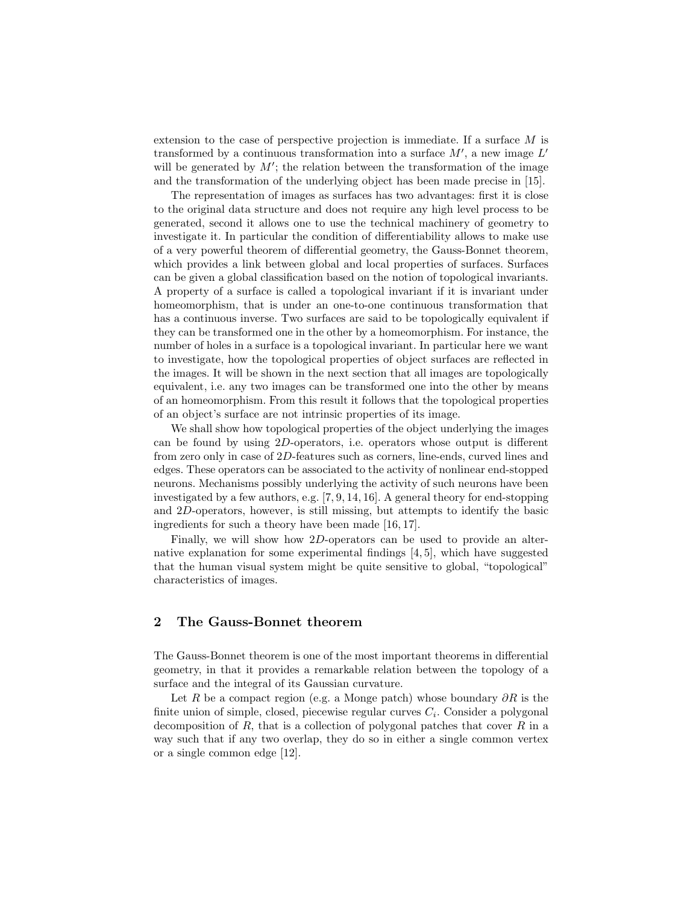extension to the case of perspective projection is immediate. If a surface $M$ is transformed by a continuous transformation into a surface $M'$, a new image $L'$ will be generated by $M'$; the relation between the transformation of the image and the transformation of the underlying object has been made precise in [15].

The representation of images as surfaces has two advantages: first it is close to the original data structure and does not require any high level process to be generated, second it allows one to use the technical machinery of geometry to investigate it. In particular the condition of differentiability allows to make use of a very powerful theorem of differential geometry, the Gauss-Bonnet theorem, which provides a link between global and local properties of surfaces. Surfaces can be given a global classification based on the notion of topological invariants. A property of a surface is called a topological invariant if it is invariant under homeomorphism, that is under an one-to-one continuous transformation that has a continuous inverse. Two surfaces are said to be topologically equivalent if they can be transformed one in the other by a homeomorphism. For instance, the number of holes in a surface is a topological invariant. In particular here we want to investigate, how the topological properties of object surfaces are reflected in the images. It will be shown in the next section that all images are topologically equivalent, i.e. any two images can be transformed one into the other by means of an homeomorphism. From this result it follows that the topological properties of an object's surface are not intrinsic properties of its image.

We shall show how topological properties of the object underlying the images can be found by using $2D$-operators, i.e. operators whose output is different from zero only in case of $2D$-features such as corners, line-ends, curved lines and edges. These operators can be associated to the activity of nonlinear end-stopped neurons. Mechanisms possibly underlying the activity of such neurons have been investigated by a few authors, e.g. [7, 9, 14, 16]. A general theory for end-stopping and $2D$-operators, however, is still missing, but attempts to identify the basic ingredients for such a theory have been made [16, 17].

Finally, we will show how $2D$-operators can be used to provide an alternative explanation for some experimental findings [4, 5], which have suggested that the human visual system might be quite sensitive to global, "topological" characteristics of images.

## 2 The Gauss-Bonnet theorem

The Gauss-Bonnet theorem is one of the most important theorems in differential geometry, in that it provides a remarkable relation between the topology of a surface and the integral of its Gaussian curvature.

Let $R$ be a compact region (e.g. a Monge patch) whose boundary $\partial R$ is the finite union of simple, closed, piecewise regular curves $C_i$. Consider a polygonal decomposition of $R$, that is a collection of polygonal patches that cover $R$ in a way such that if any two overlap, they do so in either a single common vertex or a single common edge [12].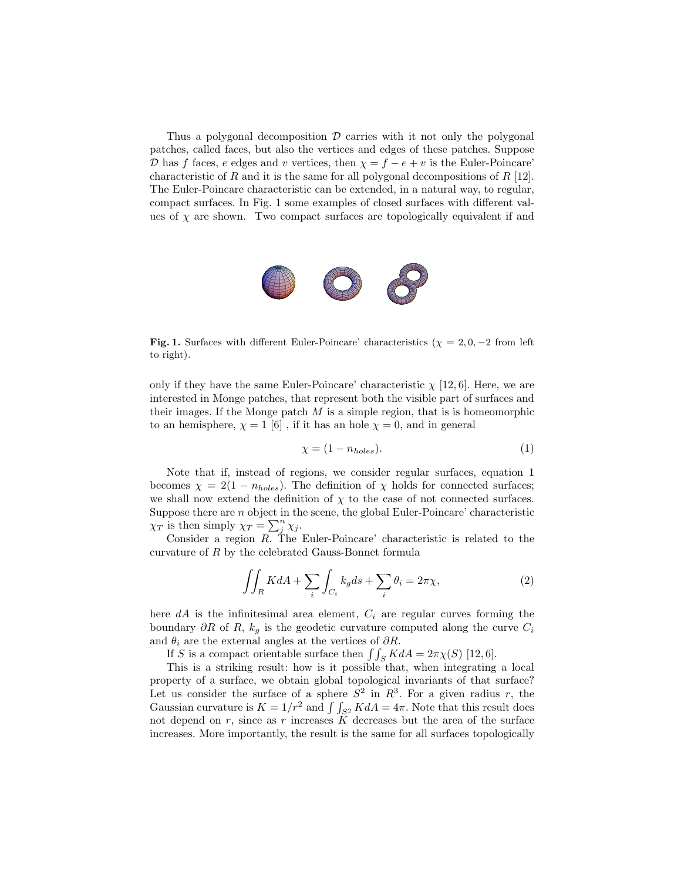Thus a polygonal decomposition $\mathcal{D}$ carries with it not only the polygonal patches, called faces, but also the vertices and edges of these patches. Suppose $\mathcal{D}$ has $f$ faces, $e$ edges and $v$ vertices, then $\chi = f - e + v$ is the Euler-Poincare' characteristic of $R$ and it is the same for all polygonal decompositions of $R$ [12]. The Euler-Poincare characteristic can be extended, in a natural way, to regular, compact surfaces. In Fig. 1 some examples of closed surfaces with different values of $\chi$ are shown. Two compact surfaces are topologically equivalent if and only if they have the same Euler-Poincare' characteristic $\chi$ [12, 6]. Here, we are interested in Monge patches, that represent both the visible part of surfaces and their images. If the Monge patch $M$ is a simple region, that is is homeomorphic to an hemisphere, $\chi = 1$ [6] , if it has an hole $\chi = 0$, and in general

**Fig. 1.** Surfaces with different Euler-Poincare' characteristics ($\chi = 2, 0, -2$ from left to right).

$$\chi = (1 - n_{holes}). \tag{1}$$

Note that if, instead of regions, we consider regular surfaces, equation 1 becomes $\chi = 2(1 - n_{holes})$. The definition of $\chi$ holds for connected surfaces; we shall now extend the definition of $\chi$ to the case of not connected surfaces. Suppose there are $n$ object in the scene, the global Euler-Poincare' characteristic $\chi_T$ is then simply $\chi_T = \sum_j^n \chi_j$.

Consider a region $R$. The Euler-Poincare' characteristic is related to the curvature of $R$ by the celebrated Gauss-Bonnet formula

$$\int\int_R K dA + \sum_i \int_{C_i} k_g ds + \sum_i \theta_i = 2\pi\chi, \tag{2}$$

here $dA$ is the infinitesimal area element, $C_i$ are regular curves forming the boundary $\partial R$ of $R$, $k_g$ is the geodetic curvature computed along the curve $C_i$ and $\theta_i$ are the external angles at the vertices of $\partial R$.

If $S$ is a compact orientable surface then $\int\int_S K dA = 2\pi\chi(S)$ [12, 6].

This is a striking result: how is it possible that, when integrating a local property of a surface, we obtain global topological invariants of that surface? Let us consider the surface of a sphere $S^2$ in $R^3$. For a given radius $r$, the Gaussian curvature is $K = 1/r^2$ and $\int\int_{S^2} K dA = 4\pi$. Note that this result does not depend on $r$, since as $r$ increases $K$ decreases but the area of the surface increases. More importantly, the result is the same for all surfaces topologically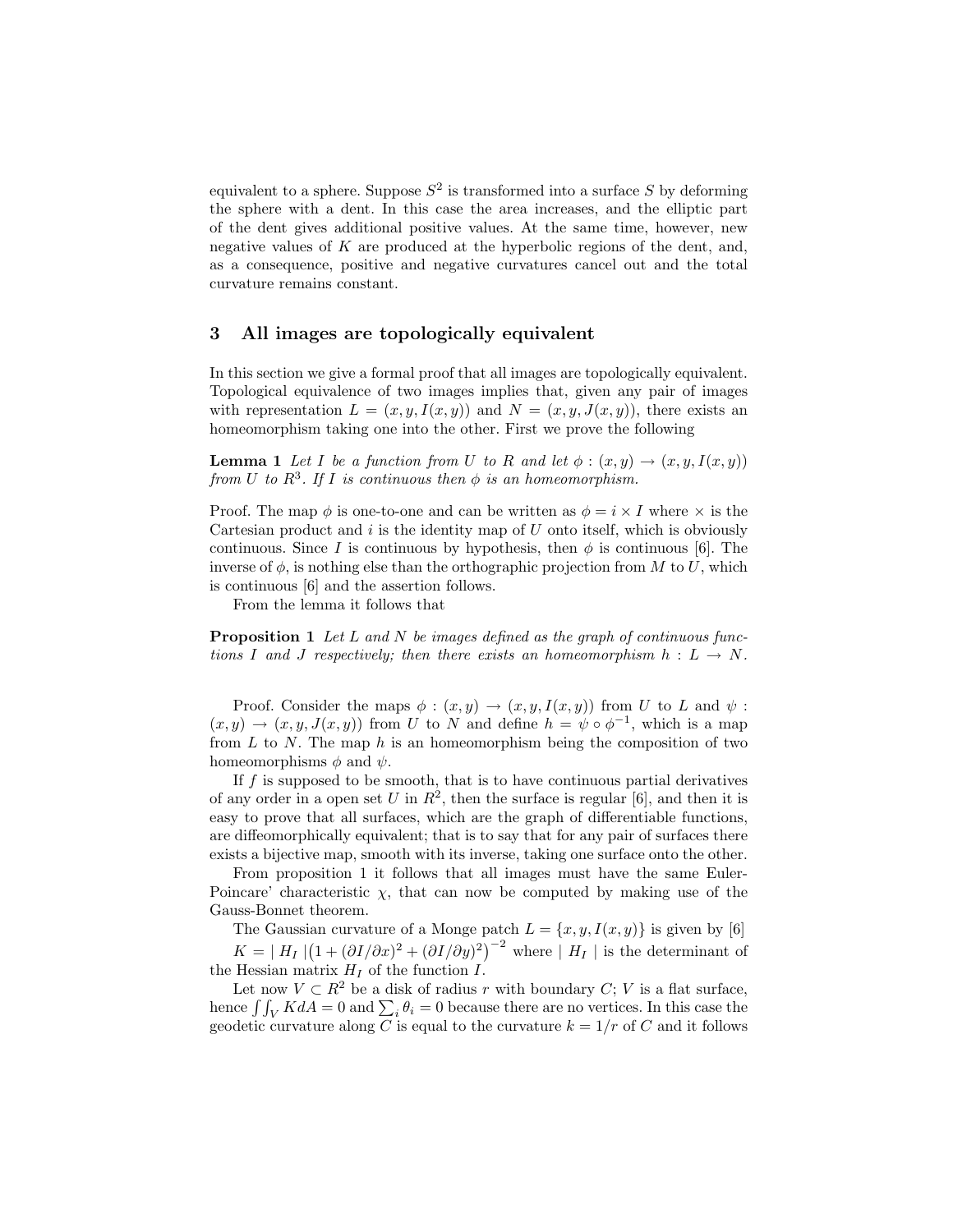equivalent to a sphere. Suppose $S^2$ is transformed into a surface $S$ by deforming the sphere with a dent. In this case the area increases, and the elliptic part of the dent gives additional positive values. At the same time, however, new negative values of $K$ are produced at the hyperbolic regions of the dent, and, as a consequence, positive and negative curvatures cancel out and the total curvature remains constant.

## 3 All images are topologically equivalent

In this section we give a formal proof that all images are topologically equivalent. Topological equivalence of two images implies that, given any pair of images with representation $L = (x, y, I(x, y))$ and $N = (x, y, J(x, y))$, there exists an homeomorphism taking one into the other. First we prove the following

**Lemma 1** *Let $I$ be a function from $U$ to $R$ and let $\phi : (x, y) \to (x, y, I(x, y))$ from $U$ to $R^3$. If $I$ is continuous then $\phi$ is an homeomorphism.*

Proof. The map $\phi$ is one-to-one and can be written as $\phi = i \times I$ where $\times$ is the Cartesian product and $i$ is the identity map of $U$ onto itself, which is obviously continuous. Since $I$ is continuous by hypothesis, then $\phi$ is continuous [6]. The inverse of $\phi$, is nothing else than the orthographic projection from $M$ to $U$, which is continuous [6] and the assertion follows.

From the lemma it follows that

**Proposition 1** *Let $L$ and $N$ be images defined as the graph of continuous functions $I$ and $J$ respectively; then there exists an homeomorphism $h : L \to N$.*

Proof. Consider the maps $\phi : (x, y) \to (x, y, I(x, y))$ from $U$ to $L$ and $\psi : (x, y) \to (x, y, J(x, y))$ from $U$ to $N$ and define $h = \psi \circ \phi^{-1}$, which is a map from $L$ to $N$. The map $h$ is an homeomorphism being the composition of two homeomorphisms $\phi$ and $\psi$.

If $f$ is supposed to be smooth, that is to have continuous partial derivatives of any order in a open set $U$ in $R^2$, then the surface is regular [6], and then it is easy to prove that all surfaces, which are the graph of differentiable functions, are diffeomorphically equivalent; that is to say that for any pair of surfaces there exists a bijective map, smooth with its inverse, taking one surface onto the other.

From proposition 1 it follows that all images must have the same Euler-Poincare' characteristic $\chi$, that can now be computed by making use of the Gauss-Bonnet theorem.

The Gaussian curvature of a Monge patch $L = \{x, y, I(x, y)\}$ is given by [6] $K = \mid H_I \mid \left(1 + (\partial I/\partial x)^2 + (\partial I/\partial y)^2\right)^{-2}$ where $\mid H_I \mid$ is the determinant of the Hessian matrix $H_I$ of the function $I$.

Let now $V \subset R^2$ be a disk of radius $r$ with boundary $C$; $V$ is a flat surface, hence $\int\int_V K dA = 0$ and $\sum_i \theta_i = 0$ because there are no vertices. In this case the geodetic curvature along $C$ is equal to the curvature $k = 1/r$ of $C$ and it follows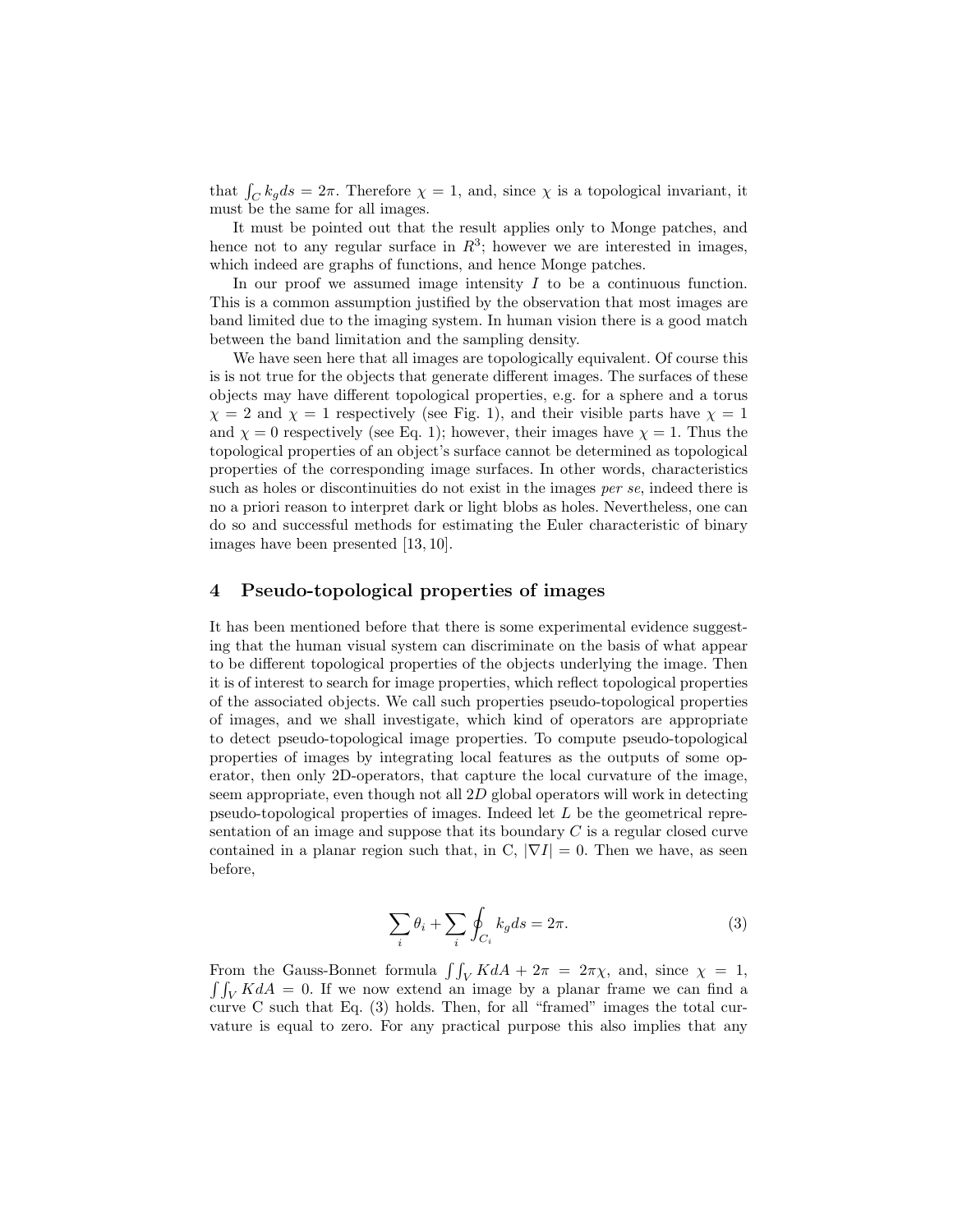that $\int_C k_g ds = 2\pi$. Therefore $\chi = 1$, and, since $\chi$ is a topological invariant, it must be the same for all images.

It must be pointed out that the result applies only to Monge patches, and hence not to any regular surface in $R^3$; however we are interested in images, which indeed are graphs of functions, and hence Monge patches.

In our proof we assumed image intensity $I$ to be a continuous function. This is a common assumption justified by the observation that most images are band limited due to the imaging system. In human vision there is a good match between the band limitation and the sampling density.

We have seen here that all images are topologically equivalent. Of course this is is not true for the objects that generate different images. The surfaces of these objects may have different topological properties, e.g. for a sphere and a torus $\chi = 2$ and $\chi = 1$ respectively (see Fig. 1), and their visible parts have $\chi = 1$ and $\chi = 0$ respectively (see Eq. 1); however, their images have $\chi = 1$. Thus the topological properties of an object's surface cannot be determined as topological properties of the corresponding image surfaces. In other words, characteristics such as holes or discontinuities do not exist in the images *per se*, indeed there is no a priori reason to interpret dark or light blobs as holes. Nevertheless, one can do so and successful methods for estimating the Euler characteristic of binary images have been presented [13, 10].

## 4 Pseudo-topological properties of images

It has been mentioned before that there is some experimental evidence suggesting that the human visual system can discriminate on the basis of what appear to be different topological properties of the objects underlying the image. Then it is of interest to search for image properties, which reflect topological properties of the associated objects. We call such properties pseudo-topological properties of images, and we shall investigate, which kind of operators are appropriate to detect pseudo-topological image properties. To compute pseudo-topological properties of images by integrating local features as the outputs of some operator, then only 2D-operators, that capture the local curvature of the image, seem appropriate, even though not all $2D$ global operators will work in detecting pseudo-topological properties of images. Indeed let $L$ be the geometrical representation of an image and suppose that its boundary $C$ is a regular closed curve contained in a planar region such that, in C, $|\nabla I| = 0$. Then we have, as seen before,

$$\sum_i \theta_i + \sum_i \oint_{C_i} k_g ds = 2\pi. \tag{3}$$

From the Gauss-Bonnet formula $\int\int_V K dA + 2\pi = 2\pi\chi$, and, since $\chi = 1$, $\int\int_V K dA = 0$. If we now extend an image by a planar frame we can find a curve C such that Eq. (3) holds. Then, for all "framed" images the total curvature is equal to zero. For any practical purpose this also implies that any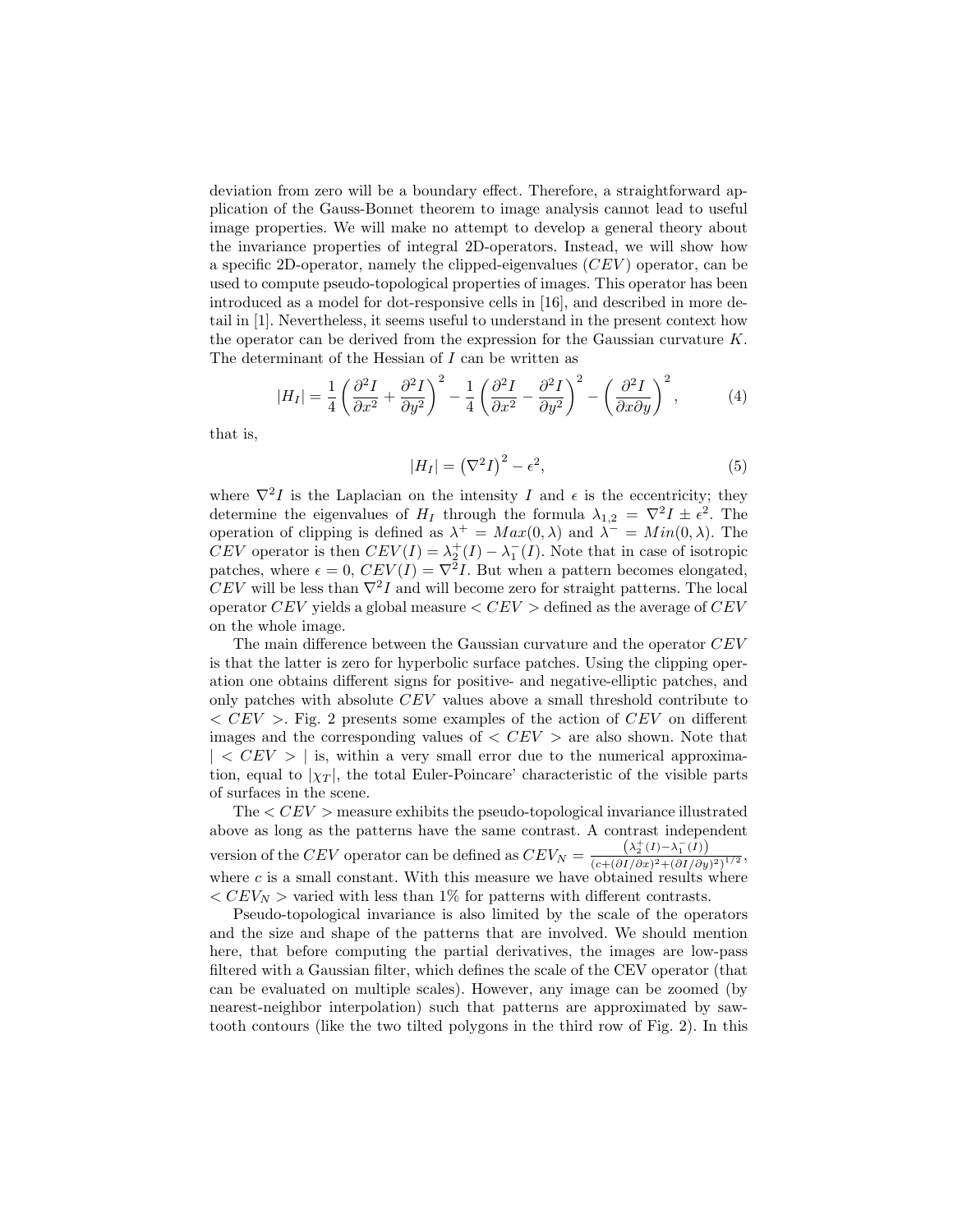deviation from zero will be a boundary effect. Therefore, a straightforward application of the Gauss-Bonnet theorem to image analysis cannot lead to useful image properties. We will make no attempt to develop a general theory about the invariance properties of integral 2D-operators. Instead, we will show how a specific 2D-operator, namely the clipped-eigenvalues ($CEV$) operator, can be used to compute pseudo-topological properties of images. This operator has been introduced as a model for dot-responsive cells in [16], and described in more detail in [1]. Nevertheless, it seems useful to understand in the present context how the operator can be derived from the expression for the Gaussian curvature $K$. The determinant of the Hessian of $I$ can be written as

$$|H_I| = \frac{1}{4}\left(\frac{\partial^2 I}{\partial x^2} + \frac{\partial^2 I}{\partial y^2}\right)^2 - \frac{1}{4}\left(\frac{\partial^2 I}{\partial x^2} - \frac{\partial^2 I}{\partial y^2}\right)^2 - \left(\frac{\partial^2 I}{\partial x \partial y}\right)^2, \tag{4}$$

that is,

$$|H_I| = \left(\nabla^2 I\right)^2 - \epsilon^2, \tag{5}$$

where $\nabla^2 I$ is the Laplacian on the intensity $I$ and $\epsilon$ is the eccentricity; they determine the eigenvalues of $H_I$ through the formula $\lambda_{1,2} = \nabla^2 I \pm \epsilon^2$. The operation of clipping is defined as $\lambda^+ = Max(0, \lambda)$ and $\lambda^- = Min(0, \lambda)$. The $CEV$ operator is then $CEV(I) = \lambda_2^+(I) - \lambda_1^-(I)$. Note that in case of isotropic patches, where $\epsilon = 0$, $CEV(I) = \nabla^2 I$. But when a pattern becomes elongated, $CEV$ will be less than $\nabla^2 I$ and will become zero for straight patterns. The local operator $CEV$ yields a global measure $< CEV >$ defined as the average of $CEV$ on the whole image.

The main difference between the Gaussian curvature and the operator $CEV$ is that the latter is zero for hyperbolic surface patches. Using the clipping operation one obtains different signs for positive- and negative-elliptic patches, and only patches with absolute $CEV$ values above a small threshold contribute to $< CEV >$. Fig. 2 presents some examples of the action of $CEV$ on different images and the corresponding values of $< CEV >$ are also shown. Note that $| < CEV > |$ is, within a very small error due to the numerical approximation, equal to $|\chi_T|$, the total Euler-Poincare' characteristic of the visible parts of surfaces in the scene.

The $< CEV >$ measure exhibits the pseudo-topological invariance illustrated above as long as the patterns have the same contrast. A contrast independent version of the $CEV$ operator can be defined as $CEV_N = \frac{\left(\lambda_2^+(I) - \lambda_1^-(I)\right)}{(c + (\partial I/\partial x)^2 + (\partial I/\partial y)^2)^{1/2}}$, where $c$ is a small constant. With this measure we have obtained results where $< CEV_N >$ varied with less than 1% for patterns with different contrasts.

Pseudo-topological invariance is also limited by the scale of the operators and the size and shape of the patterns that are involved. We should mention here, that before computing the partial derivatives, the images are low-pass filtered with a Gaussian filter, which defines the scale of the CEV operator (that can be evaluated on multiple scales). However, any image can be zoomed (by nearest-neighbor interpolation) such that patterns are approximated by saw-tooth contours (like the two tilted polygons in the third row of Fig. 2). In this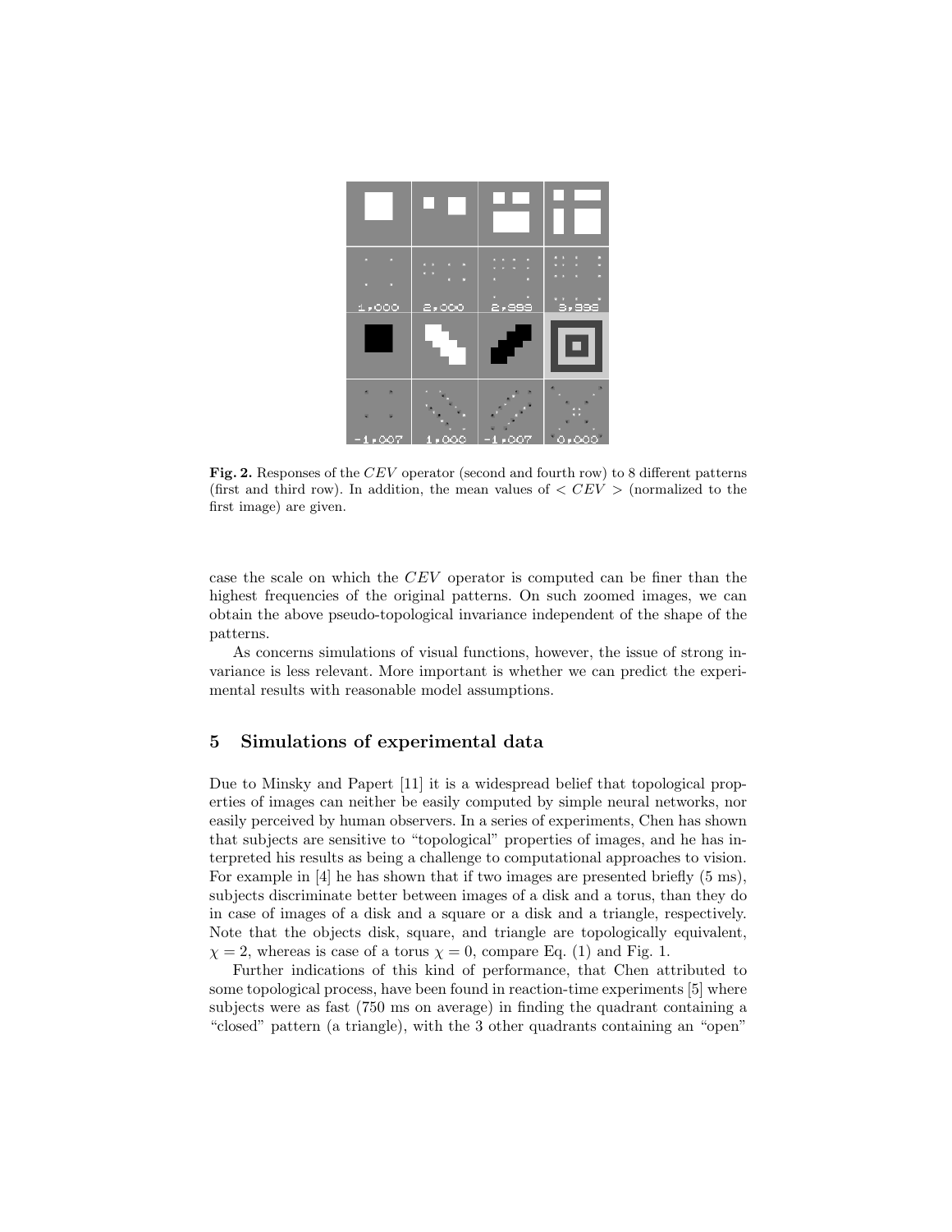**Fig. 2.** Responses of the $CEV$ operator (second and fourth row) to 8 different patterns (first and third row). In addition, the mean values of $< CEV >$ (normalized to the first image) are given.

case the scale on which the $CEV$ operator is computed can be finer than the highest frequencies of the original patterns. On such zoomed images, we can obtain the above pseudo-topological invariance independent of the shape of the patterns.

As concerns simulations of visual functions, however, the issue of strong invariance is less relevant. More important is whether we can predict the experimental results with reasonable model assumptions.

## 5 Simulations of experimental data

Due to Minsky and Papert [11] it is a widespread belief that topological properties of images can neither be easily computed by simple neural networks, nor easily perceived by human observers. In a series of experiments, Chen has shown that subjects are sensitive to "topological" properties of images, and he has interpreted his results as being a challenge to computational approaches to vision. For example in [4] he has shown that if two images are presented briefly (5 ms), subjects discriminate better between images of a disk and a torus, than they do in case of images of a disk and a square or a disk and a triangle, respectively. Note that the objects disk, square, and triangle are topologically equivalent, $\chi = 2$, whereas is case of a torus $\chi = 0$, compare Eq. (1) and Fig. 1.

Further indications of this kind of performance, that Chen attributed to some topological process, have been found in reaction-time experiments [5] where subjects were as fast (750 ms on average) in finding the quadrant containing a "closed" pattern (a triangle), with the 3 other quadrants containing an "open"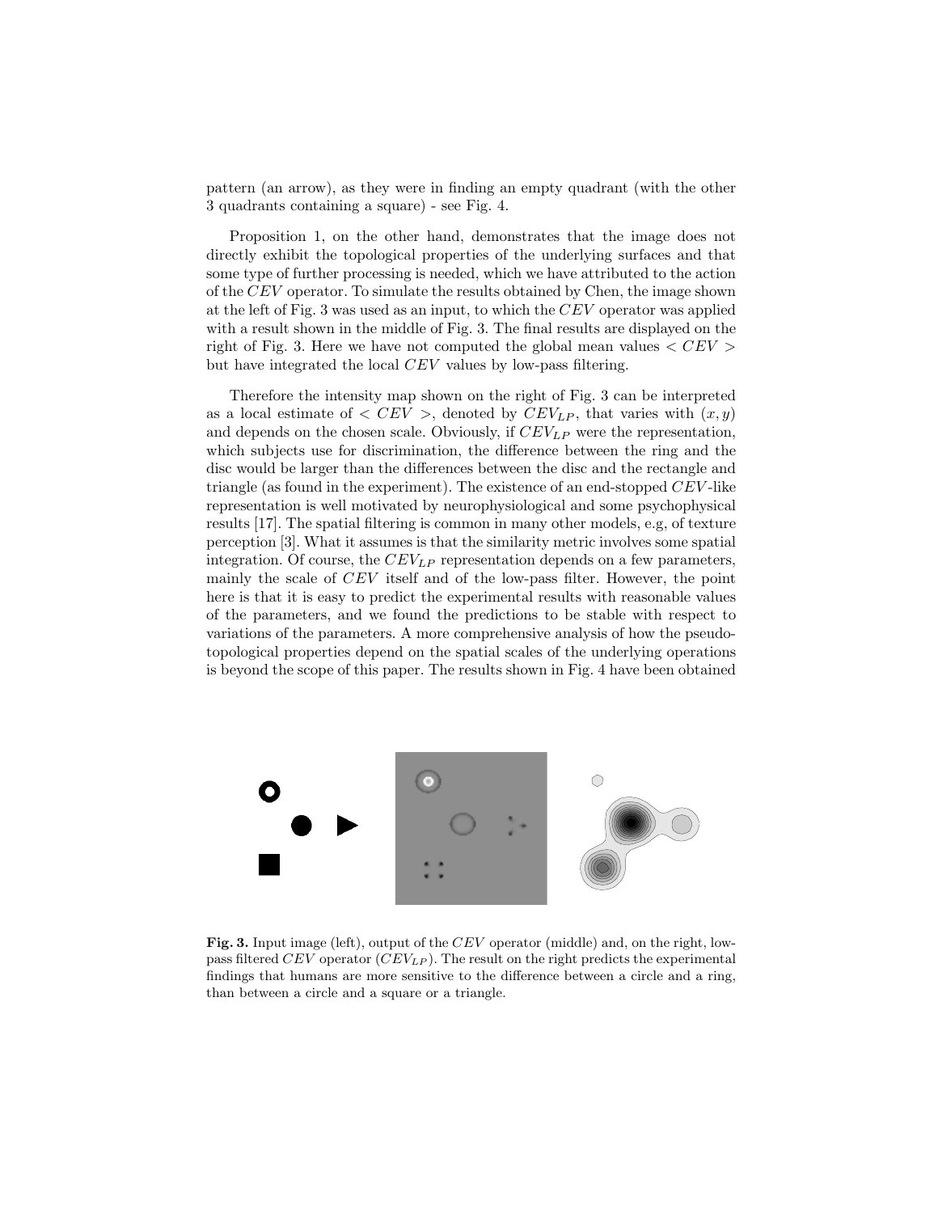pattern (an arrow), as they were in finding an empty quadrant (with the other 3 quadrants containing a square) - see Fig. 4.

Proposition 1, on the other hand, demonstrates that the image does not directly exhibit the topological properties of the underlying surfaces and that some type of further processing is needed, which we have attributed to the action of the $CEV$ operator. To simulate the results obtained by Chen, the image shown at the left of Fig. 3 was used as an input, to which the $CEV$ operator was applied with a result shown in the middle of Fig. 3. The final results are displayed on the right of Fig. 3. Here we have not computed the global mean values $< CEV >$ but have integrated the local $CEV$ values by low-pass filtering.

Therefore the intensity map shown on the right of Fig. 3 can be interpreted as a local estimate of $< CEV >$, denoted by $CEV_{LP}$, that varies with $(x, y)$ and depends on the chosen scale. Obviously, if $CEV_{LP}$ were the representation, which subjects use for discrimination, the difference between the ring and the disc would be larger than the differences between the disc and the rectangle and triangle (as found in the experiment). The existence of an end-stopped $CEV$-like representation is well motivated by neurophysiological and some psychophysical results [17]. The spatial filtering is common in many other models, e.g, of texture perception [3]. What it assumes is that the similarity metric involves some spatial integration. Of course, the $CEV_{LP}$ representation depends on a few parameters, mainly the scale of $CEV$ itself and of the low-pass filter. However, the point here is that it is easy to predict the experimental results with reasonable values of the parameters, and we found the predictions to be stable with respect to variations of the parameters. A more comprehensive analysis of how the pseudo-topological properties depend on the spatial scales of the underlying operations is beyond the scope of this paper. The results shown in Fig. 4 have been obtained

**Fig. 3.** Input image (left), output of the $CEV$ operator (middle) and, on the right, low-pass filtered $CEV$ operator ($CEV_{LP}$). The result on the right predicts the experimental findings that humans are more sensitive to the difference between a circle and a ring, than between a circle and a square or a triangle.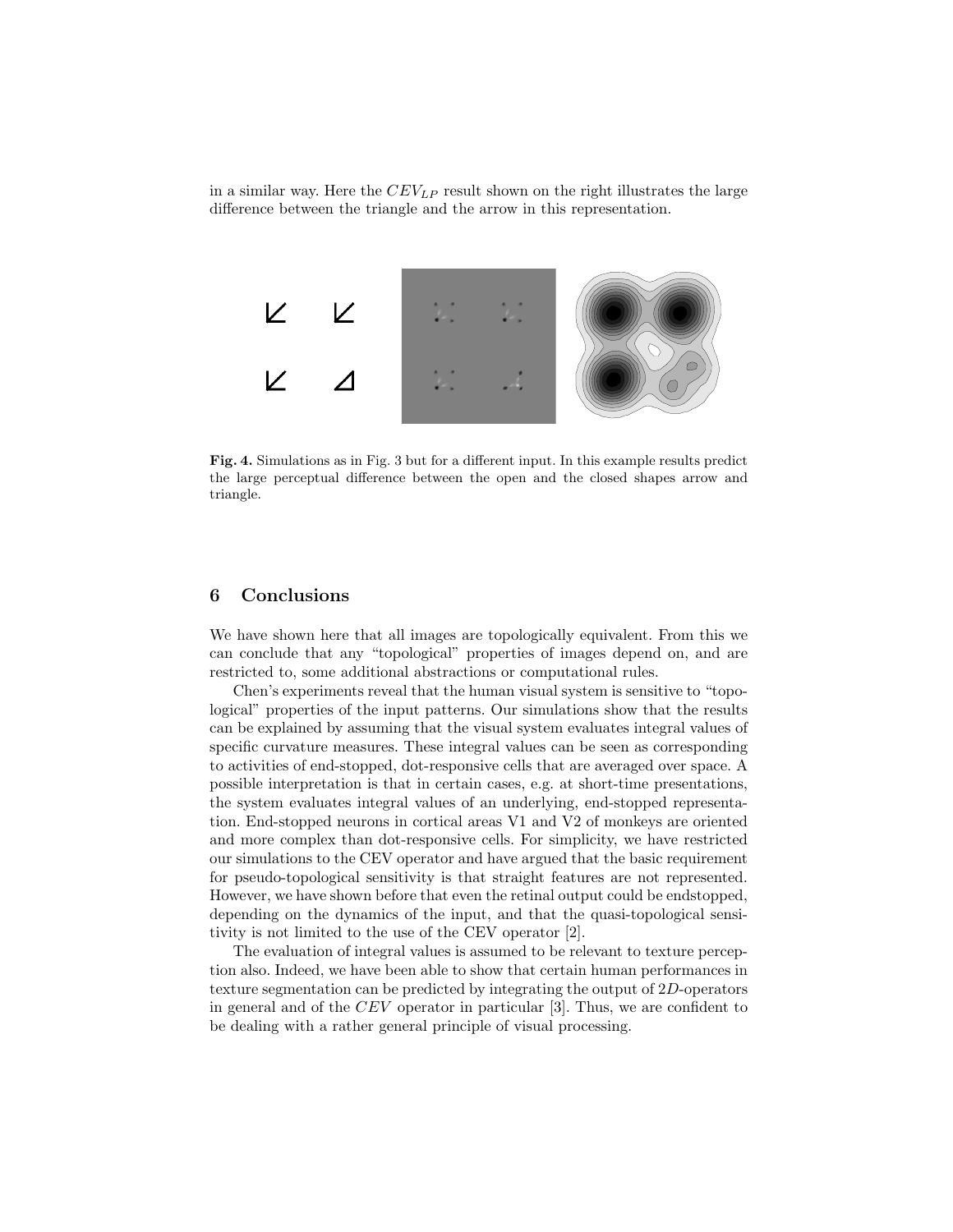in a similar way. Here the $CEV_{LP}$ result shown on the right illustrates the large difference between the triangle and the arrow in this representation.

**Fig. 4.** Simulations as in Fig. 3 but for a different input. In this example results predict the large perceptual difference between the open and the closed shapes arrow and triangle.

## 6 Conclusions

We have shown here that all images are topologically equivalent. From this we can conclude that any "topological" properties of images depend on, and are restricted to, some additional abstractions or computational rules.

Chen's experiments reveal that the human visual system is sensitive to "topological" properties of the input patterns. Our simulations show that the results can be explained by assuming that the visual system evaluates integral values of specific curvature measures. These integral values can be seen as corresponding to activities of end-stopped, dot-responsive cells that are averaged over space. A possible interpretation is that in certain cases, e.g. at short-time presentations, the system evaluates integral values of an underlying, end-stopped representation. End-stopped neurons in cortical areas V1 and V2 of monkeys are oriented and more complex than dot-responsive cells. For simplicity, we have restricted our simulations to the CEV operator and have argued that the basic requirement for pseudo-topological sensitivity is that straight features are not represented. However, we have shown before that even the retinal output could be endstopped, depending on the dynamics of the input, and that the quasi-topological sensitivity is not limited to the use of the CEV operator [2].

The evaluation of integral values is assumed to be relevant to texture perception also. Indeed, we have been able to show that certain human performances in texture segmentation can be predicted by integrating the output of $2D$-operators in general and of the $CEV$ operator in particular [3]. Thus, we are confident to be dealing with a rather general principle of visual processing.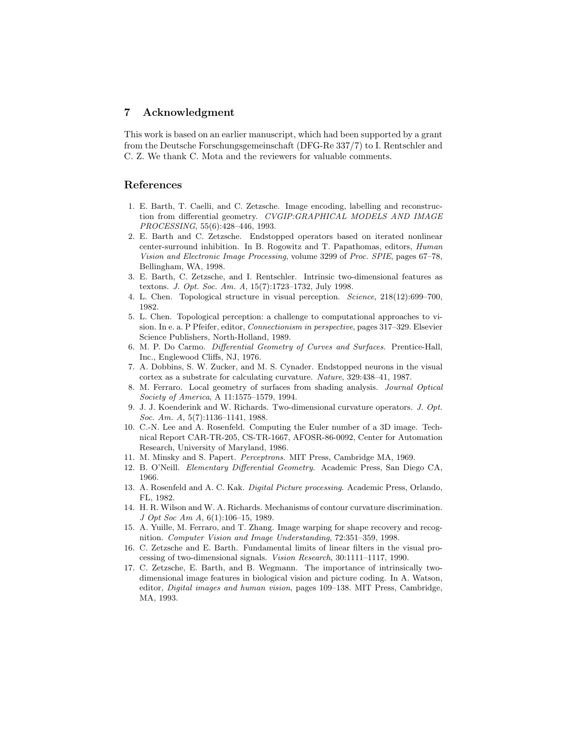## 7 Acknowledgment

This work is based on an earlier manuscript, which had been supported by a grant from the Deutsche Forschungsgemeinschaft (DFG-Re 337/7) to I. Rentschler and C. Z. We thank C. Mota and the reviewers for valuable comments.

## References

1. E. Barth, T. Caelli, and C. Zetzsche. Image encoding, labelling and reconstruction from differential geometry. *CVGIP:GRAPHICAL MODELS AND IMAGE PROCESSING*, 55(6):428–446, 1993.
2. E. Barth and C. Zetzsche. Endstopped operators based on iterated nonlinear center-surround inhibition. In B. Rogowitz and T. Papathomas, editors, *Human Vision and Electronic Image Processing*, volume 3299 of *Proc. SPIE*, pages 67–78, Bellingham, WA, 1998.
3. E. Barth, C. Zetzsche, and I. Rentschler. Intrinsic two-dimensional features as textons. *J. Opt. Soc. Am. A*, 15(7):1723–1732, July 1998.
4. L. Chen. Topological structure in visual perception. *Science*, 218(12):699–700, 1982.
5. L. Chen. Topological perception: a challenge to computational approaches to vision. In e. a. P Pfeifer, editor, *Connectionism in perspective*, pages 317–329. Elsevier Science Publishers, North-Holland, 1989.
6. M. P. Do Carmo. *Differential Geometry of Curves and Surfaces*. Prentice-Hall, Inc., Englewood Cliffs, NJ, 1976.
7. A. Dobbins, S. W. Zucker, and M. S. Cynader. Endstopped neurons in the visual cortex as a substrate for calculating curvature. *Nature*, 329:438–41, 1987.
8. M. Ferraro. Local geometry of surfaces from shading analysis. *Journal Optical Society of America*, A 11:1575–1579, 1994.
9. J. J. Koenderink and W. Richards. Two-dimensional curvature operators. *J. Opt. Soc. Am. A*, 5(7):1136–1141, 1988.
10. C.-N. Lee and A. Rosenfeld. Computing the Euler number of a 3D image. Technical Report CAR-TR-205, CS-TR-1667, AFOSR-86-0092, Center for Automation Research, University of Maryland, 1986.
11. M. Minsky and S. Papert. *Perceptrons*. MIT Press, Cambridge MA, 1969.
12. B. O'Neill. *Elementary Differential Geometry*. Academic Press, San Diego CA, 1966.
13. A. Rosenfeld and A. C. Kak. *Digital Picture processing*. Academic Press, Orlando, FL, 1982.
14. H. R. Wilson and W. A. Richards. Mechanisms of contour curvature discrimination. *J Opt Soc Am A*, 6(1):106–15, 1989.
15. A. Yuille, M. Ferraro, and T. Zhang. Image warping for shape recovery and recognition. *Computer Vision and Image Understanding*, 72:351–359, 1998.
16. C. Zetzsche and E. Barth. Fundamental limits of linear filters in the visual processing of two-dimensional signals. *Vision Research*, 30:1111–1117, 1990.
17. C. Zetzsche, E. Barth, and B. Wegmann. The importance of intrinsically two-dimensional image features in biological vision and picture coding. In A. Watson, editor, *Digital images and human vision*, pages 109–138. MIT Press, Cambridge, MA, 1993.